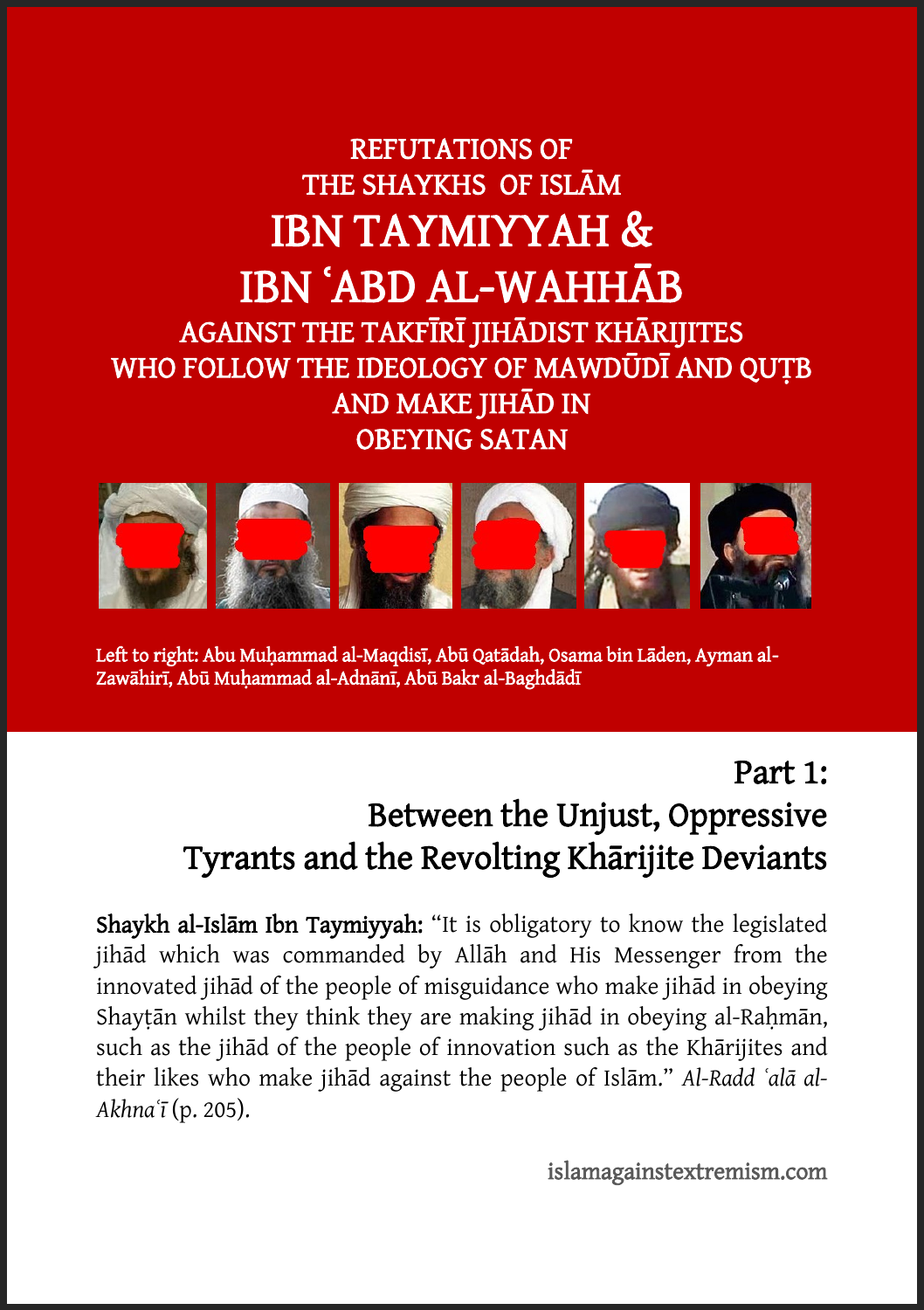# REFUTATIONS OF THE SHAYKHS OF ISLĀM IBN TAYMIYYAH & IBN ʿABD AL-WAHHĀB AGAINST THE TAKFĪRĪ JIHĀDIST KHĀRIJITES WHO FOLLOW THE IDEOLOGY OF MAWDŪDĪ AND QUṬB AND MAKE JIHĀD IN OBEYING SATAN

Left to right: Abu Muḥammad al-Maqdisī, Abū Qatādah, Osama bin Lāden, Ayman al-Zawāhirī, Abū Muḥammad al-Adnānī, Abū Bakr al-Baghdādī

## Part 1: Between the Unjust, Oppressive Tyrants and the Revolting Khārijite Deviants

**Shaykh al-Islām Ibn Taymiyyah:** "It is obligatory to know the legislated jihād which was commanded by Allāh and His Messenger from the innovated jihād of the people of misguidance who make jihād in obeying Shayṭān whilst they think they are making jihād in obeying al-Raḥmān, such as the jihād of the people of innovation such as the Khārijites and their likes who make jihād against the people of Islām." *Al-Radd ʿalā al-Akhnaʿī* (p. 205).

islamagainstextremism.com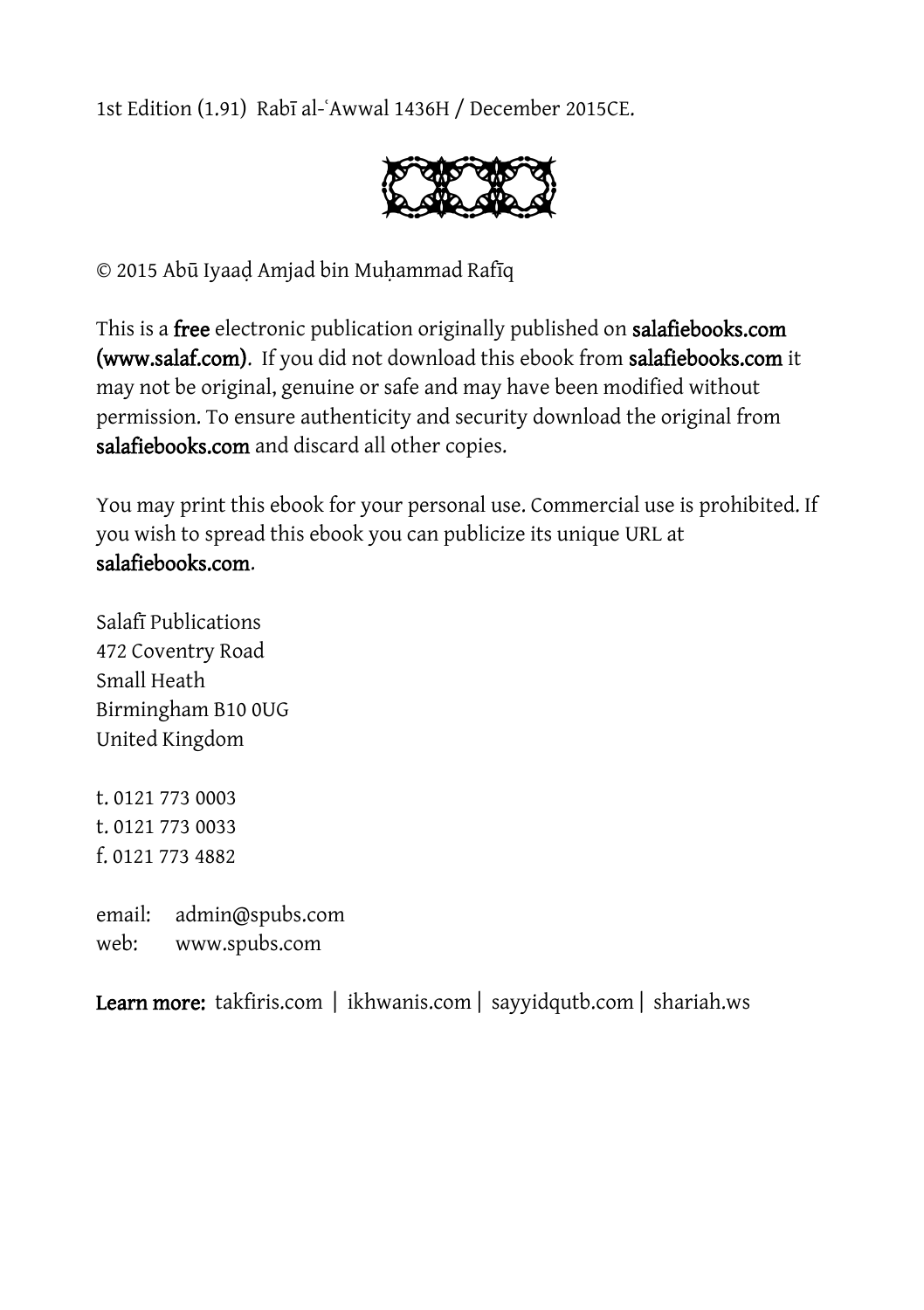1st Edition (1.91) Rabī al-ʿAwwal 1436H / December 2015CE.

© 2015 Abū Iyaaḍ Amjad bin Muḥammad Rafīq

This is a **free** electronic publication originally published on **salafiebooks.com (www.salaf.com)**. If you did not download this ebook from **salafiebooks.com** it may not be original, genuine or safe and may have been modified without permission. To ensure authenticity and security download the original from **salafiebooks.com** and discard all other copies.

You may print this ebook for your personal use. Commercial use is prohibited. If you wish to spread this ebook you can publicize its unique URL at **salafiebooks.com**.

Salafī Publications
472 Coventry Road
Small Heath
Birmingham B10 0UG
United Kingdom

t. 0121 773 0003
t. 0121 773 0033
f. 0121 773 4882

email: admin@spubs.com
web: www.spubs.com

**Learn more:** takfiris.com | ikhwanis.com | sayyidqutb.com | shariah.ws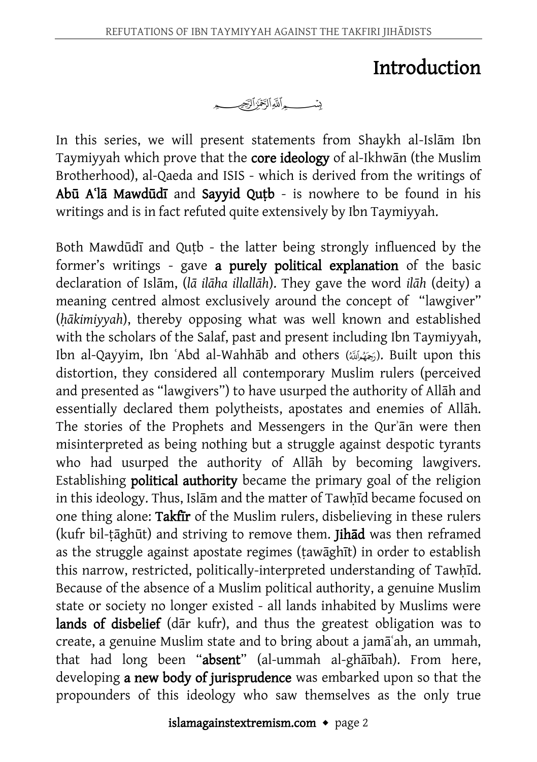# Introduction

بِسْمِ اللَّهِ الرَّحْمَٰنِ الرَّحِيمِ

In this series, we will present statements from Shaykh al-Islām Ibn Taymiyyah which prove that the **core ideology** of al-Ikhwān (the Muslim Brotherhood), al-Qaeda and ISIS - which is derived from the writings of **Abū Aʿlā Mawdūdī** and **Sayyid Quṭb** - is nowhere to be found in his writings and is in fact refuted quite extensively by Ibn Taymiyyah.

Both Mawdūdī and Quṭb - the latter being strongly influenced by the former's writings - gave **a purely political explanation** of the basic declaration of Islām, (*lā ilāha illallāh*). They gave the word *ilāh* (deity) a meaning centred almost exclusively around the concept of "lawgiver" (*ḥākimiyyah*), thereby opposing what was well known and established with the scholars of the Salaf, past and present including Ibn Taymiyyah, Ibn al-Qayyim, Ibn ʿAbd al-Wahhāb and others (رَحِمَهُمُ اللَّهُ). Built upon this distortion, they considered all contemporary Muslim rulers (perceived and presented as "lawgivers") to have usurped the authority of Allāh and essentially declared them polytheists, apostates and enemies of Allāh. The stories of the Prophets and Messengers in the Qurʾān were then misinterpreted as being nothing but a struggle against despotic tyrants who had usurped the authority of Allāh by becoming lawgivers. Establishing **political authority** became the primary goal of the religion in this ideology. Thus, Islām and the matter of Tawḥīd became focused on one thing alone: **Takfīr** of the Muslim rulers, disbelieving in these rulers (kufr bil-ṭāghūt) and striving to remove them. **Jihād** was then reframed as the struggle against apostate regimes (ṭawāghīt) in order to establish this narrow, restricted, politically-interpreted understanding of Tawḥīd. Because of the absence of a Muslim political authority, a genuine Muslim state or society no longer existed - all lands inhabited by Muslims were **lands of disbelief** (dār kufr), and thus the greatest obligation was to create, a genuine Muslim state and to bring about a jamāʿah, an ummah, that had long been "**absent**" (al-ummah al-ghāībah). From here, developing **a new body of jurisprudence** was embarked upon so that the propounders of this ideology who saw themselves as the only true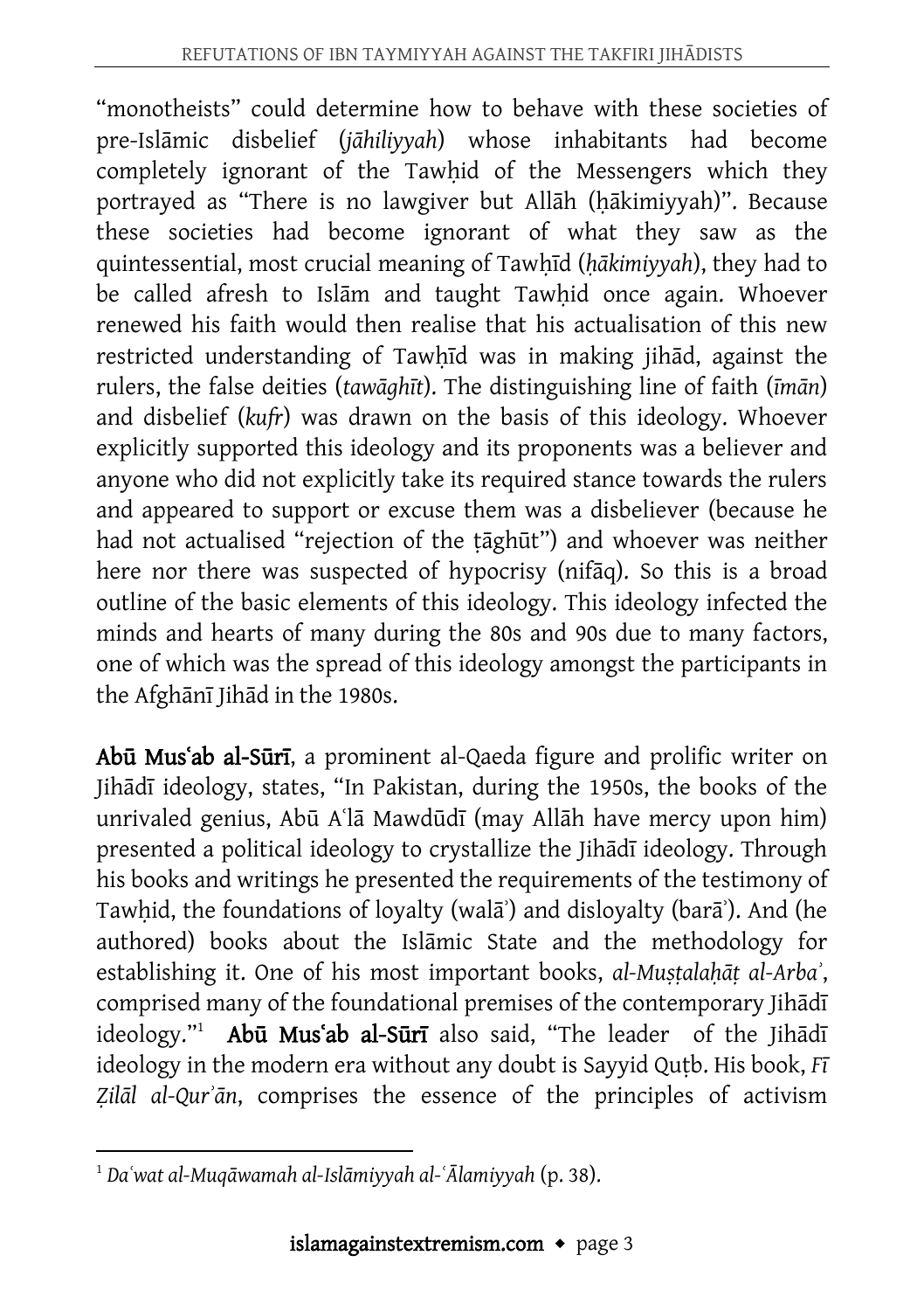"monotheists" could determine how to behave with these societies of pre-Islāmic disbelief (*jāhiliyyah*) whose inhabitants had become completely ignorant of the Tawḥid of the Messengers which they portrayed as "There is no lawgiver but Allāh (ḥākimiyyah)". Because these societies had become ignorant of what they saw as the quintessential, most crucial meaning of Tawḥīd (*ḥākimiyyah*), they had to be called afresh to Islām and taught Tawḥid once again. Whoever renewed his faith would then realise that his actualisation of this new restricted understanding of Tawḥīd was in making jihād, against the rulers, the false deities (*tawāghīt*). The distinguishing line of faith (*īmān*) and disbelief (*kufr*) was drawn on the basis of this ideology. Whoever explicitly supported this ideology and its proponents was a believer and anyone who did not explicitly take its required stance towards the rulers and appeared to support or excuse them was a disbeliever (because he had not actualised "rejection of the ṭāghūt") and whoever was neither here nor there was suspected of hypocrisy (nifāq). So this is a broad outline of the basic elements of this ideology. This ideology infected the minds and hearts of many during the 80s and 90s due to many factors, one of which was the spread of this ideology amongst the participants in the Afghānī Jihād in the 1980s.

**Abū Musʿab al-Sūrī**, a prominent al-Qaeda figure and prolific writer on Jihādī ideology, states, "In Pakistan, during the 1950s, the books of the unrivaled genius, Abū Aʿlā Mawdūdī (may Allāh have mercy upon him) presented a political ideology to crystallize the Jihādī ideology. Through his books and writings he presented the requirements of the testimony of Tawḥid, the foundations of loyalty (walāʾ) and disloyalty (barāʾ). And (he authored) books about the Islāmic State and the methodology for establishing it. One of his most important books, *al-Muṣṭalaḥāṭ al-Arbaʾ*, comprised many of the foundational premises of the contemporary Jihādī ideology."[1] **Abū Musʿab al-Sūrī** also said, "The leader of the Jihādī ideology in the modern era without any doubt is Sayyid Quṭb. His book, *Fī Ẓilāl al-Qurʾān*, comprises the essence of the principles of activism

---

[1] *Daʿwat al-Muqāwamah al-Islāmiyyah al-ʿĀlamiyyah* (p. 38).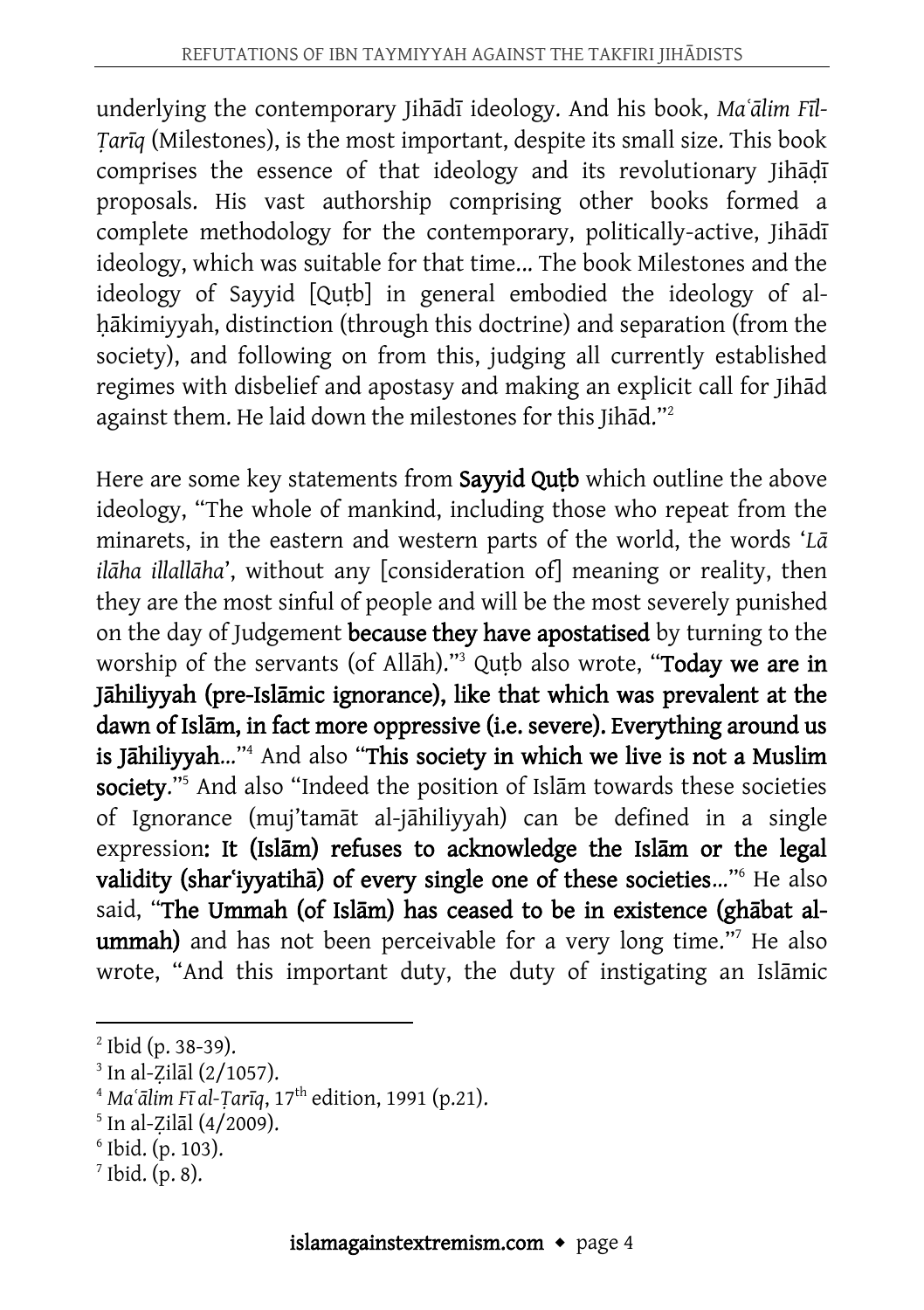underlying the contemporary Jihādī ideology. And his book, *Maʿālim Fīl-Ṭarīq* (Milestones), is the most important, despite its small size. This book comprises the essence of that ideology and its revolutionary Jihāḍī proposals. His vast authorship comprising other books formed a complete methodology for the contemporary, politically-active, Jihādī ideology, which was suitable for that time... The book Milestones and the ideology of Sayyid [Quṭb] in general embodied the ideology of al-ḥākimiyyah, distinction (through this doctrine) and separation (from the society), and following on from this, judging all currently established regimes with disbelief and apostasy and making an explicit call for Jihād against them. He laid down the milestones for this Jihād."[2]

Here are some key statements from **Sayyid Quṭb** which outline the above ideology, "The whole of mankind, including those who repeat from the minarets, in the eastern and western parts of the world, the words '*Lā ilāha illallāha*', without any [consideration of] meaning or reality, then they are the most sinful of people and will be the most severely punished on the day of Judgement **because they have apostatised** by turning to the worship of the servants (of Allāh)."[3] Quṭb also wrote, "**Today we are in Jāhiliyyah (pre-Islāmic ignorance), like that which was prevalent at the dawn of Islām, in fact more oppressive (i.e. severe). Everything around us is Jāhiliyyah**..."[4] And also "**This society in which we live is not a Muslim society**."[5] And also "Indeed the position of Islām towards these societies of Ignorance (muj'tamāt al-jāhiliyyah) can be defined in a single expression**: It (Islām) refuses to acknowledge the Islām or the legal validity (sharʿiyyatihā) of every single one of these societies**..."[6] He also said, "**The Ummah (of Islām) has ceased to be in existence (ghābat al-ummah)** and has not been perceivable for a very long time."[7] He also wrote, "And this important duty, the duty of instigating an Islāmic

---

[2] Ibid (p. 38-39).

[3] In al-Ẓilāl (2/1057).

[4] *Maʿālim Fī al-Ṭarīq*, 17th edition, 1991 (p.21).

[5] In al-Ẓilāl (4/2009).

[6] Ibid. (p. 103).

[7] Ibid. (p. 8).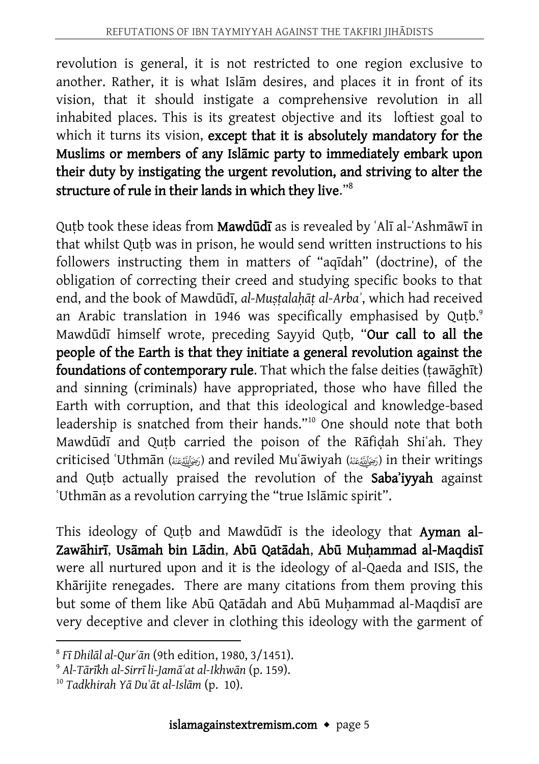revolution is general, it is not restricted to one region exclusive to another. Rather, it is what Islām desires, and places it in front of its vision, that it should instigate a comprehensive revolution in all inhabited places. This is its greatest objective and its loftiest goal to which it turns its vision, **except that it is absolutely mandatory for the Muslims or members of any Islāmic party to immediately embark upon their duty by instigating the urgent revolution, and striving to alter the structure of rule in their lands in which they live**."[8]

Quṭb took these ideas from **Mawdūdī** as is revealed by ʿAlī al-ʿAshmāwī in that whilst Quṭb was in prison, he would send written instructions to his followers instructing them in matters of "aqīdah" (doctrine), of the obligation of correcting their creed and studying specific books to that end, and the book of Mawdūdī, *al-Muṣṭalaḥāṭ al-Arbaʾ*, which had received an Arabic translation in 1946 was specifically emphasised by Quṭb.[9] Mawdūdī himself wrote, preceding Sayyid Quṭb, "**Our call to all the people of the Earth is that they initiate a general revolution against the foundations of contemporary rule**. That which the false deities (ṭawāghīt) and sinning (criminals) have appropriated, those who have filled the Earth with corruption, and that this ideological and knowledge-based leadership is snatched from their hands."[10] One should note that both Mawdūdī and Quṭb carried the poison of the Rāfiḍah Shiʿah. They criticised ʿUthmān (رَضِيَ ٱللَّهُ عَنْهُ) and reviled Muʿāwiyah (رَضِيَ ٱللَّهُ عَنْهُ) in their writings and Quṭb actually praised the revolution of the **Saba'iyyah** against ʿUthmān as a revolution carrying the "true Islāmic spirit".

This ideology of Quṭb and Mawdūdī is the ideology that **Ayman al-Zawāhirī**, **Usāmah bin Lādin**, **Abū Qatādah**, **Abū Muḥammad al-Maqdisī** were all nurtured upon and it is the ideology of al-Qaeda and ISIS, the Khārijite renegades. There are many citations from them proving this but some of them like Abū Qatādah and Abū Muḥammad al-Maqdisī are very deceptive and clever in clothing this ideology with the garment of

---

[8] *Fī Dhilāl al-Qurʾān* (9th edition, 1980, 3/1451).

[9] *Al-Tārīkh al-Sirrī li-Jamāʿat al-Ikhwān* (p. 159).

[10] *Tadkhirah Yā Duʿāt al-Islām* (p. 10).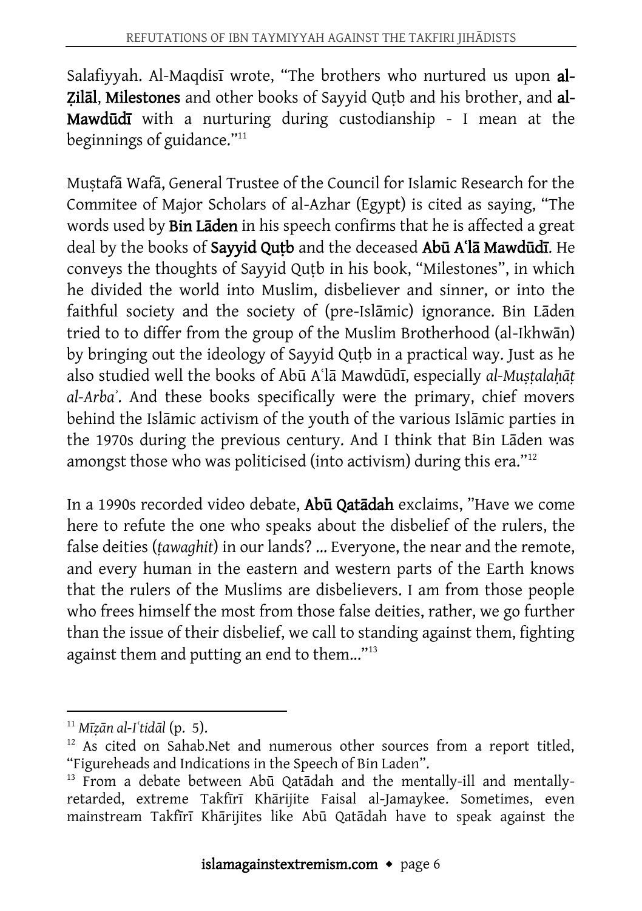Salafiyyah. Al-Maqdisī wrote, "The brothers who nurtured us upon **al-Ẓilāl**, **Milestones** and other books of Sayyid Quṭb and his brother, and **al-Mawdūdī** with a nurturing during custodianship - I mean at the beginnings of guidance."[11]

Muṣṭafā Wafā, General Trustee of the Council for Islamic Research for the Commitee of Major Scholars of al-Azhar (Egypt) is cited as saying, "The words used by **Bin Lāden** in his speech confirms that he is affected a great deal by the books of **Sayyid Quṭb** and the deceased **Abū Aʿlā Mawdūdī**. He conveys the thoughts of Sayyid Quṭb in his book, "Milestones", in which he divided the world into Muslim, disbeliever and sinner, or into the faithful society and the society of (pre-Islāmic) ignorance. Bin Lāden tried to to differ from the group of the Muslim Brotherhood (al-Ikhwān) by bringing out the ideology of Sayyid Quṭb in a practical way. Just as he also studied well the books of Abū Aʿlā Mawdūdī, especially *al-Muṣṭalaḥāṭ al-Arbaʾ*. And these books specifically were the primary, chief movers behind the Islāmic activism of the youth of the various Islāmic parties in the 1970s during the previous century. And I think that Bin Lāden was amongst those who was politicised (into activism) during this era."[12]

In a 1990s recorded video debate, **Abū Qatādah** exclaims, "Have we come here to refute the one who speaks about the disbelief of the rulers, the false deities (*ṭawaghit*) in our lands? ... Everyone, the near and the remote, and every human in the eastern and western parts of the Earth knows that the rulers of the Muslims are disbelievers. I am from those people who frees himself the most from those false deities, rather, we go further than the issue of their disbelief, we call to standing against them, fighting against them and putting an end to them..."[13]

---

[11] *Mīẓān al-Iʿtidāl* (p. 5).

[12] As cited on Sahab.Net and numerous other sources from a report titled, "Figureheads and Indications in the Speech of Bin Laden".

[13] From a debate between Abū Qatādah and the mentally-ill and mentally-retarded, extreme Takfīrī Khārijite Faisal al-Jamaykee. Sometimes, even mainstream Takfīrī Khārijites like Abū Qatādah have to speak against the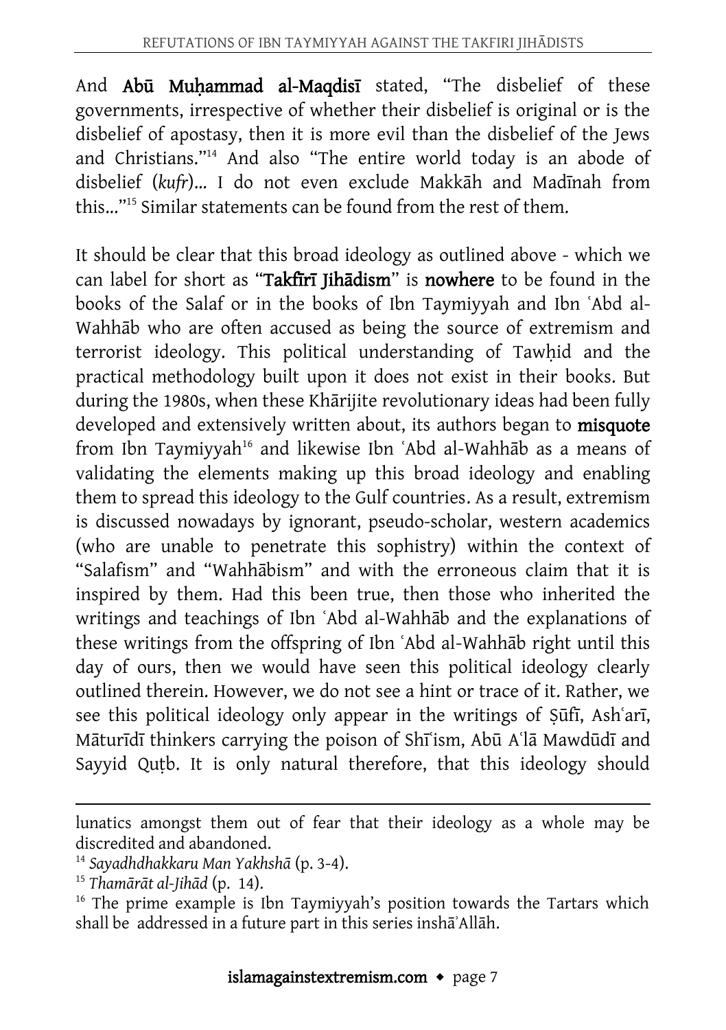And **Abū Muḥammad al-Maqdisī** stated, "The disbelief of these governments, irrespective of whether their disbelief is original or is the disbelief of apostasy, then it is more evil than the disbelief of the Jews and Christians."[14] And also "The entire world today is an abode of disbelief (*kufr*)... I do not even exclude Makkāh and Madīnah from this..."[15] Similar statements can be found from the rest of them.

It should be clear that this broad ideology as outlined above - which we can label for short as "**Takfīrī Jihādism**" is **nowhere** to be found in the books of the Salaf or in the books of Ibn Taymiyyah and Ibn ʿAbd al-Wahhāb who are often accused as being the source of extremism and terrorist ideology. This political understanding of Tawḥid and the practical methodology built upon it does not exist in their books. But during the 1980s, when these Khārijite revolutionary ideas had been fully developed and extensively written about, its authors began to **misquote** from Ibn Taymiyyah[16] and likewise Ibn ʿAbd al-Wahhāb as a means of validating the elements making up this broad ideology and enabling them to spread this ideology to the Gulf countries. As a result, extremism is discussed nowadays by ignorant, pseudo-scholar, western academics (who are unable to penetrate this sophistry) within the context of "Salafism" and "Wahhābism" and with the erroneous claim that it is inspired by them. Had this been true, then those who inherited the writings and teachings of Ibn ʿAbd al-Wahhāb and the explanations of these writings from the offspring of Ibn ʿAbd al-Wahhāb right until this day of ours, then we would have seen this political ideology clearly outlined therein. However, we do not see a hint or trace of it. Rather, we see this political ideology only appear in the writings of Ṣūfī, Ashʿarī, Māturīdī thinkers carrying the poison of Shīʿism, Abū Aʿlā Mawdūdī and Sayyid Quṭb. It is only natural therefore, that this ideology should

---

lunatics amongst them out of fear that their ideology as a whole may be discredited and abandoned.

[14] *Sayadhdhakkaru Man Yakhshā* (p. 3-4).

[15] *Thamārāt al-Jihād* (p. 14).

[16] The prime example is Ibn Taymiyyah's position towards the Tartars which shall be addressed in a future part in this series inshāʾAllāh.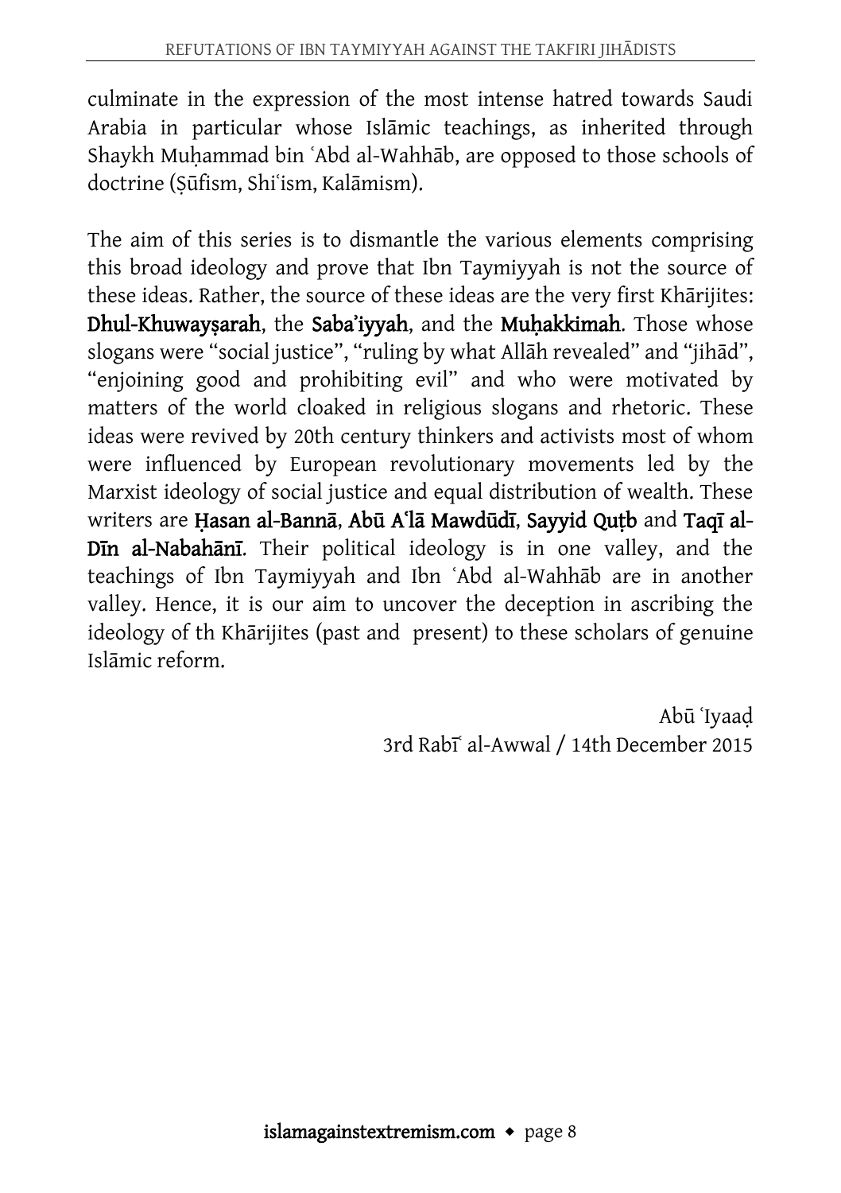culminate in the expression of the most intense hatred towards Saudi Arabia in particular whose Islāmic teachings, as inherited through Shaykh Muḥammad bin ʿAbd al-Wahhāb, are opposed to those schools of doctrine (Ṣūfism, Shiʿism, Kalāmism).

The aim of this series is to dismantle the various elements comprising this broad ideology and prove that Ibn Taymiyyah is not the source of these ideas. Rather, the source of these ideas are the very first Khārijites: **Dhul-Khuwayṣarah**, the **Saba'iyyah**, and the **Muḥakkimah**. Those whose slogans were "social justice", "ruling by what Allāh revealed" and "jihād", "enjoining good and prohibiting evil" and who were motivated by matters of the world cloaked in religious slogans and rhetoric. These ideas were revived by 20th century thinkers and activists most of whom were influenced by European revolutionary movements led by the Marxist ideology of social justice and equal distribution of wealth. These writers are **Ḥasan al-Bannā**, **Abū Aʿlā Mawdūdī**, **Sayyid Quṭb** and **Taqī al-Dīn al-Nabahānī**. Their political ideology is in one valley, and the teachings of Ibn Taymiyyah and Ibn ʿAbd al-Wahhāb are in another valley. Hence, it is our aim to uncover the deception in ascribing the ideology of th Khārijites (past and present) to these scholars of genuine Islāmic reform.

Abū ʿIyaaḍ
3rd Rabīʿ al-Awwal / 14th December 2015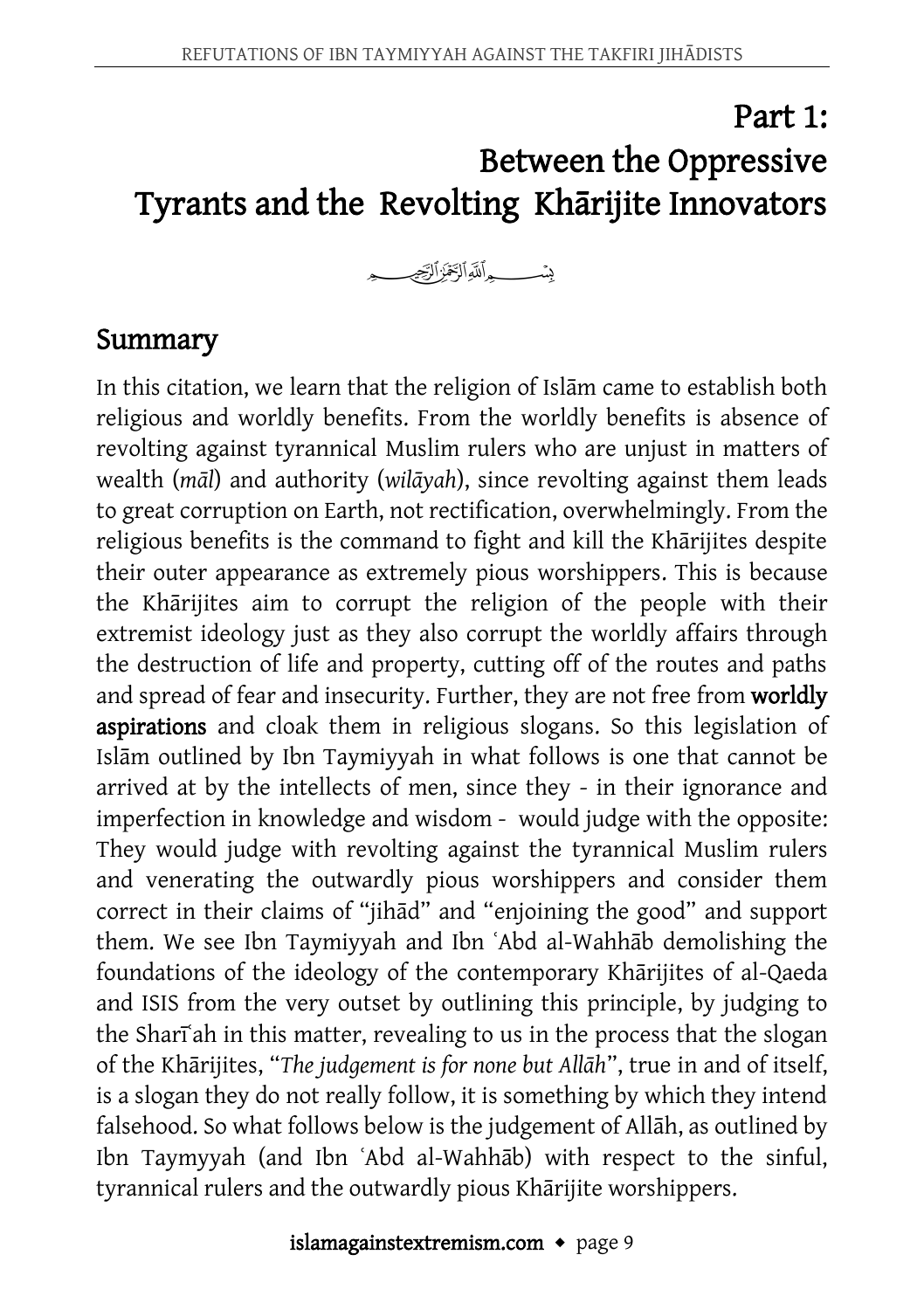# Part 1:
# Between the Oppressive Tyrants and the Revolting Khārijite Innovators

بِسْمِ اللَّهِ الرَّحْمَٰنِ الرَّحِيمِ

## Summary

In this citation, we learn that the religion of Islām came to establish both religious and worldly benefits. From the worldly benefits is absence of revolting against tyrannical Muslim rulers who are unjust in matters of wealth (*māl*) and authority (*wilāyah*), since revolting against them leads to great corruption on Earth, not rectification, overwhelmingly. From the religious benefits is the command to fight and kill the Khārijites despite their outer appearance as extremely pious worshippers. This is because the Khārijites aim to corrupt the religion of the people with their extremist ideology just as they also corrupt the worldly affairs through the destruction of life and property, cutting off of the routes and paths and spread of fear and insecurity. Further, they are not free from **worldly aspirations** and cloak them in religious slogans. So this legislation of Islām outlined by Ibn Taymiyyah in what follows is one that cannot be arrived at by the intellects of men, since they - in their ignorance and imperfection in knowledge and wisdom - would judge with the opposite: They would judge with revolting against the tyrannical Muslim rulers and venerating the outwardly pious worshippers and consider them correct in their claims of "jihād" and "enjoining the good" and support them. We see Ibn Taymiyyah and Ibn ʿAbd al-Wahhāb demolishing the foundations of the ideology of the contemporary Khārijites of al-Qaeda and ISIS from the very outset by outlining this principle, by judging to the Sharīʿah in this matter, revealing to us in the process that the slogan of the Khārijites, "*The judgement is for none but Allāh*", true in and of itself, is a slogan they do not really follow, it is something by which they intend falsehood. So what follows below is the judgement of Allāh, as outlined by Ibn Taymyyah (and Ibn ʿAbd al-Wahhāb) with respect to the sinful, tyrannical rulers and the outwardly pious Khārijite worshippers.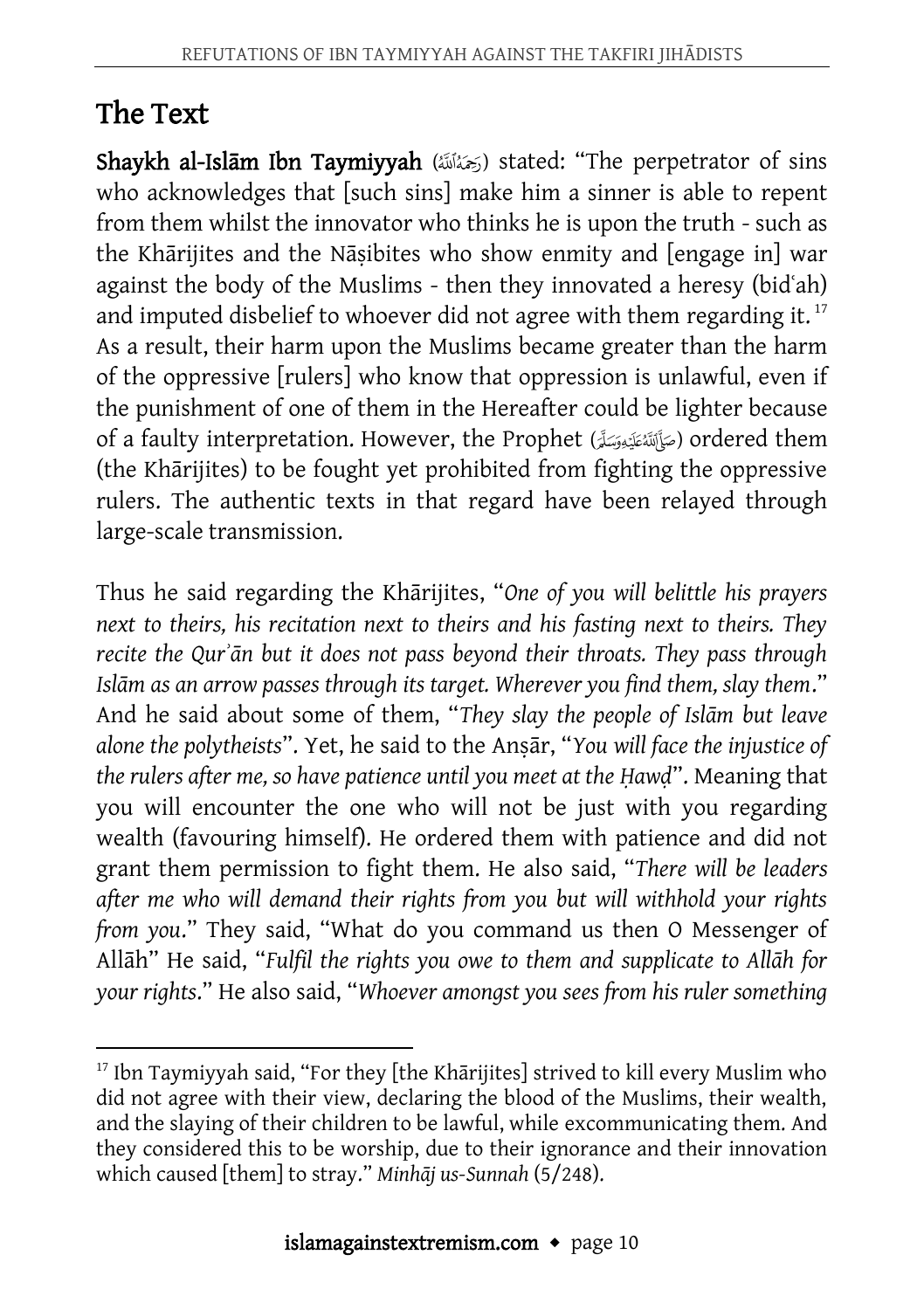# The Text

**Shaykh al-Islām Ibn Taymiyyah** (رَحِمَهُ ٱللَّٰهُ) stated: "The perpetrator of sins who acknowledges that [such sins] make him a sinner is able to repent from them whilst the innovator who thinks he is upon the truth - such as the Khārijites and the Nāṣibites who show enmity and [engage in] war against the body of the Muslims - then they innovated a heresy (bidʿah) and imputed disbelief to whoever did not agree with them regarding it.[17] As a result, their harm upon the Muslims became greater than the harm of the oppressive [rulers] who know that oppression is unlawful, even if the punishment of one of them in the Hereafter could be lighter because of a faulty interpretation. However, the Prophet (صَلَّى ٱللَّٰهُ عَلَيْهِ وَسَلَّمَ) ordered them (the Khārijites) to be fought yet prohibited from fighting the oppressive rulers. The authentic texts in that regard have been relayed through large-scale transmission.

Thus he said regarding the Khārijites, "*One of you will belittle his prayers next to theirs, his recitation next to theirs and his fasting next to theirs. They recite the Qurʾān but it does not pass beyond their throats. They pass through Islām as an arrow passes through its target. Wherever you find them, slay them*." And he said about some of them, "*They slay the people of Islām but leave alone the polytheists*". Yet, he said to the Anṣār, "*You will face the injustice of the rulers after me, so have patience until you meet at the Ḥawḍ*". Meaning that you will encounter the one who will not be just with you regarding wealth (favouring himself). He ordered them with patience and did not grant them permission to fight them. He also said, "*There will be leaders after me who will demand their rights from you but will withhold your rights from you*." They said, "What do you command us then O Messenger of Allāh" He said, "*Fulfil the rights you owe to them and supplicate to Allāh for your rights*." He also said, "*Whoever amongst you sees from his ruler something*

---

[17] Ibn Taymiyyah said, "For they [the Khārijites] strived to kill every Muslim who did not agree with their view, declaring the blood of the Muslims, their wealth, and the slaying of their children to be lawful, while excommunicating them. And they considered this to be worship, due to their ignorance and their innovation which caused [them] to stray." *Minhāj us-Sunnah* (5/248).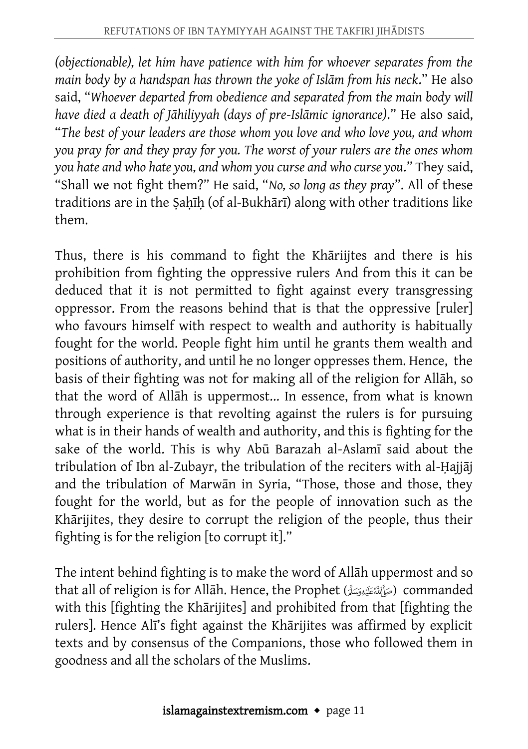*(objectionable), let him have patience with him for whoever separates from the main body by a handspan has thrown the yoke of Islām from his neck*." He also said, "*Whoever departed from obedience and separated from the main body will have died a death of Jāhiliyyah (days of pre-Islāmic ignorance)*." He also said, "*The best of your leaders are those whom you love and who love you, and whom you pray for and they pray for you. The worst of your rulers are the ones whom you hate and who hate you, and whom you curse and who curse you*." They said, "Shall we not fight them?" He said, "*No, so long as they pray*". All of these traditions are in the Ṣaḥīḥ (of al-Bukhārī) along with other traditions like them.

Thus, there is his command to fight the Khāriijtes and there is his prohibition from fighting the oppressive rulers And from this it can be deduced that it is not permitted to fight against every transgressing oppressor. From the reasons behind that is that the oppressive [ruler] who favours himself with respect to wealth and authority is habitually fought for the world. People fight him until he grants them wealth and positions of authority, and until he no longer oppresses them. Hence, the basis of their fighting was not for making all of the religion for Allāh, so that the word of Allāh is uppermost... In essence, from what is known through experience is that revolting against the rulers is for pursuing what is in their hands of wealth and authority, and this is fighting for the sake of the world. This is why Abū Barazah al-Aslamī said about the tribulation of Ibn al-Zubayr, the tribulation of the reciters with al-Ḥajjāj and the tribulation of Marwān in Syria, "Those, those and those, they fought for the world, but as for the people of innovation such as the Khārijites, they desire to corrupt the religion of the people, thus their fighting is for the religion [to corrupt it]."

The intent behind fighting is to make the word of Allāh uppermost and so that all of religion is for Allāh. Hence, the Prophet (صَلَّى اللَّهُ عَلَيْهِ وَسَلَّمَ) commanded with this [fighting the Khārijites] and prohibited from that [fighting the rulers]. Hence Alī's fight against the Khārijites was affirmed by explicit texts and by consensus of the Companions, those who followed them in goodness and all the scholars of the Muslims.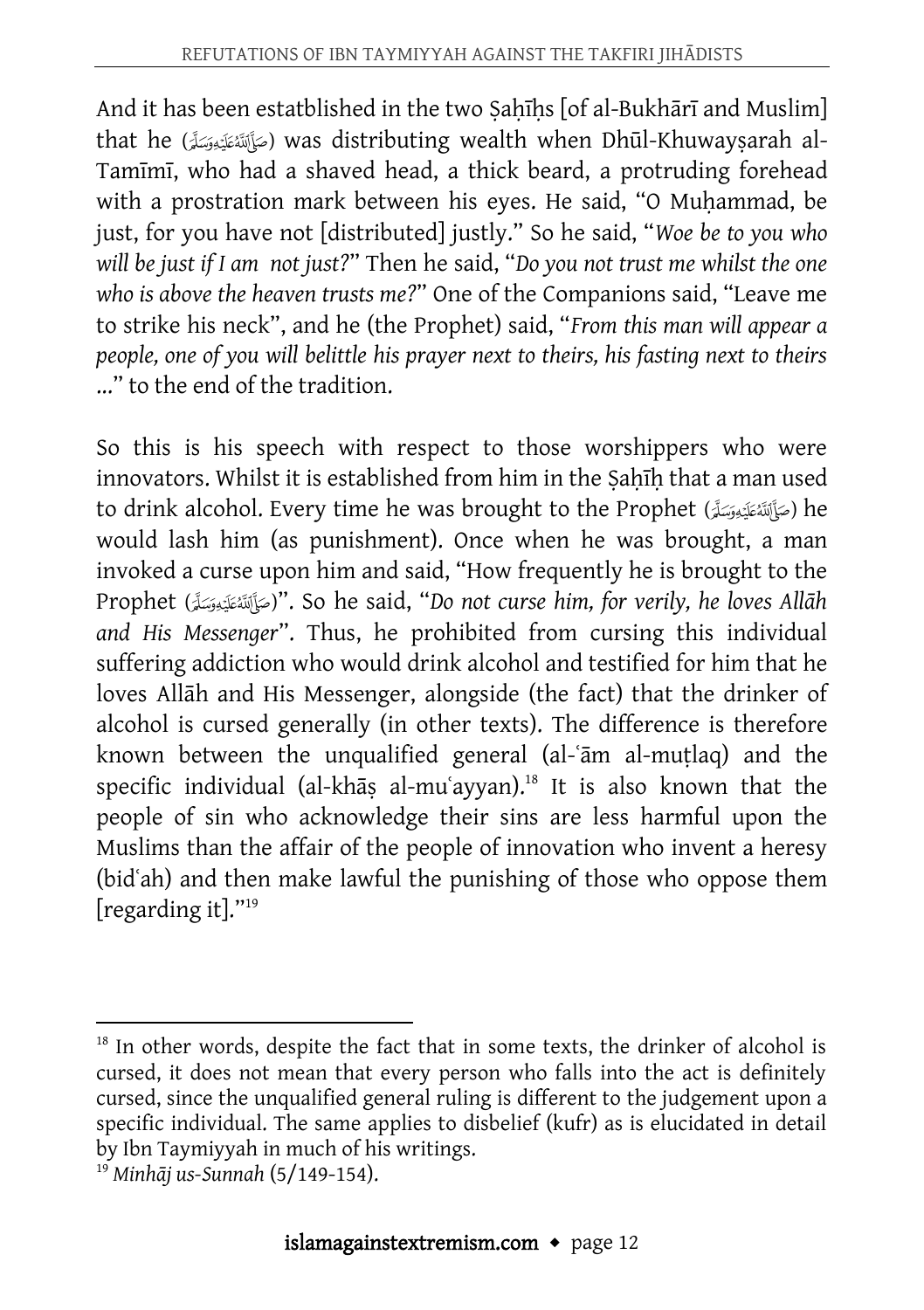And it has been estatblished in the two Ṣaḥīḥs [of al-Bukhārī and Muslim] that he (ﷺ) was distributing wealth when Dhūl-Khuwayṣarah al-Tamīmī, who had a shaved head, a thick beard, a protruding forehead with a prostration mark between his eyes. He said, "O Muḥammad, be just, for you have not [distributed] justly." So he said, "*Woe be to you who will be just if I am not just?*" Then he said, "*Do you not trust me whilst the one who is above the heaven trusts me?*" One of the Companions said, "Leave me to strike his neck", and he (the Prophet) said, "*From this man will appear a people, one of you will belittle his prayer next to theirs, his fasting next to theirs ...*" to the end of the tradition.

So this is his speech with respect to those worshippers who were innovators. Whilst it is established from him in the Ṣaḥīḥ that a man used to drink alcohol. Every time he was brought to the Prophet (ﷺ) he would lash him (as punishment). Once when he was brought, a man invoked a curse upon him and said, "How frequently he is brought to the Prophet (ﷺ)". So he said, "*Do not curse him, for verily, he loves Allāh and His Messenger*". Thus, he prohibited from cursing this individual suffering addiction who would drink alcohol and testified for him that he loves Allāh and His Messenger, alongside (the fact) that the drinker of alcohol is cursed generally (in other texts). The difference is therefore known between the unqualified general (al-ʿām al-muṭlaq) and the specific individual (al-khāṣ al-muʿayyan).[18] It is also known that the people of sin who acknowledge their sins are less harmful upon the Muslims than the affair of the people of innovation who invent a heresy (bidʿah) and then make lawful the punishing of those who oppose them [regarding it]."[19]

---

[18] In other words, despite the fact that in some texts, the drinker of alcohol is cursed, it does not mean that every person who falls into the act is definitely cursed, since the unqualified general ruling is different to the judgement upon a specific individual. The same applies to disbelief (kufr) as is elucidated in detail by Ibn Taymiyyah in much of his writings.

[19] *Minhāj us-Sunnah* (5/149-154).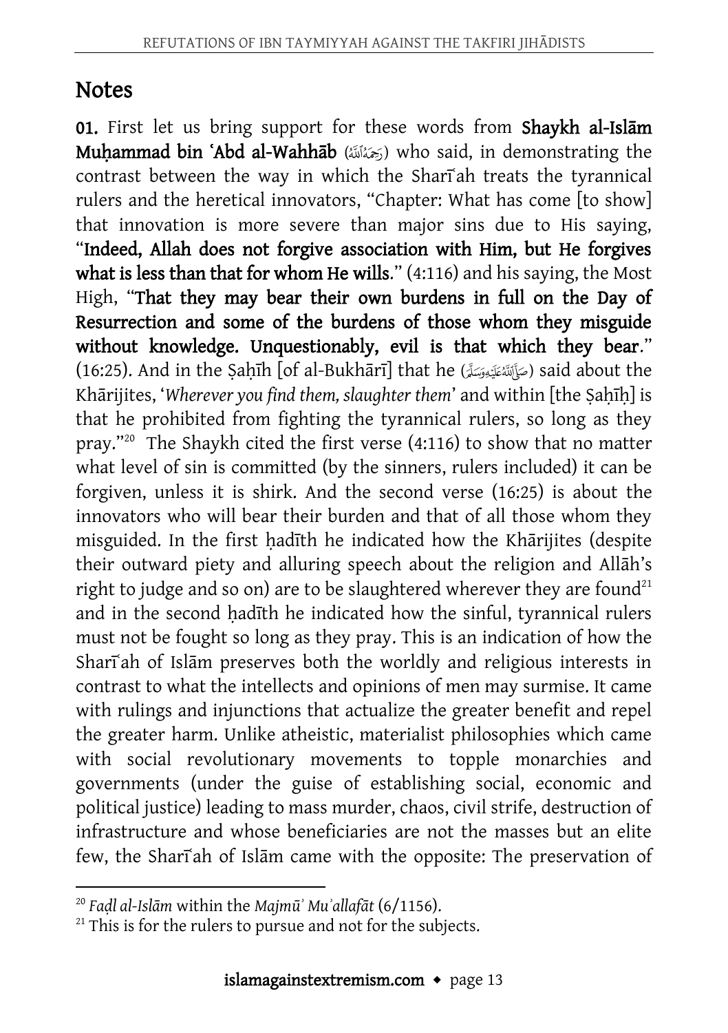## Notes

**01.** First let us bring support for these words from **Shaykh al-Islām Muḥammad bin ʿAbd al-Wahhāb** (رَحِمَهُ ٱللَّهُ) who said, in demonstrating the contrast between the way in which the Sharīʿah treats the tyrannical rulers and the heretical innovators, "Chapter: What has come [to show] that innovation is more severe than major sins due to His saying, "**Indeed, Allah does not forgive association with Him, but He forgives what is less than that for whom He wills**." (4:116) and his saying, the Most High, "**That they may bear their own burdens in full on the Day of Resurrection and some of the burdens of those whom they misguide without knowledge. Unquestionably, evil is that which they bear**." (16:25). And in the Ṣaḥīh [of al-Bukhārī] that he (صَلَّى ٱللَّهُ عَلَيْهِ وَسَلَّمَ) said about the Khārijites, '*Wherever you find them, slaughter them*' and within [the Ṣaḥīḥ] is that he prohibited from fighting the tyrannical rulers, so long as they pray."[20] The Shaykh cited the first verse (4:116) to show that no matter what level of sin is committed (by the sinners, rulers included) it can be forgiven, unless it is shirk. And the second verse (16:25) is about the innovators who will bear their burden and that of all those whom they misguided. In the first ḥadīth he indicated how the Khārijites (despite their outward piety and alluring speech about the religion and Allāh's right to judge and so on) are to be slaughtered wherever they are found[21] and in the second ḥadīth he indicated how the sinful, tyrannical rulers must not be fought so long as they pray. This is an indication of how the Sharīʿah of Islām preserves both the worldly and religious interests in contrast to what the intellects and opinions of men may surmise. It came with rulings and injunctions that actualize the greater benefit and repel the greater harm. Unlike atheistic, materialist philosophies which came with social revolutionary movements to topple monarchies and governments (under the guise of establishing social, economic and political justice) leading to mass murder, chaos, civil strife, destruction of infrastructure and whose beneficiaries are not the masses but an elite few, the Sharīʿah of Islām came with the opposite: The preservation of

---

[20] *Faḍl al-Islām* within the *Majmūʾ Muʾallafāt* (6/1156).

[21] This is for the rulers to pursue and not for the subjects.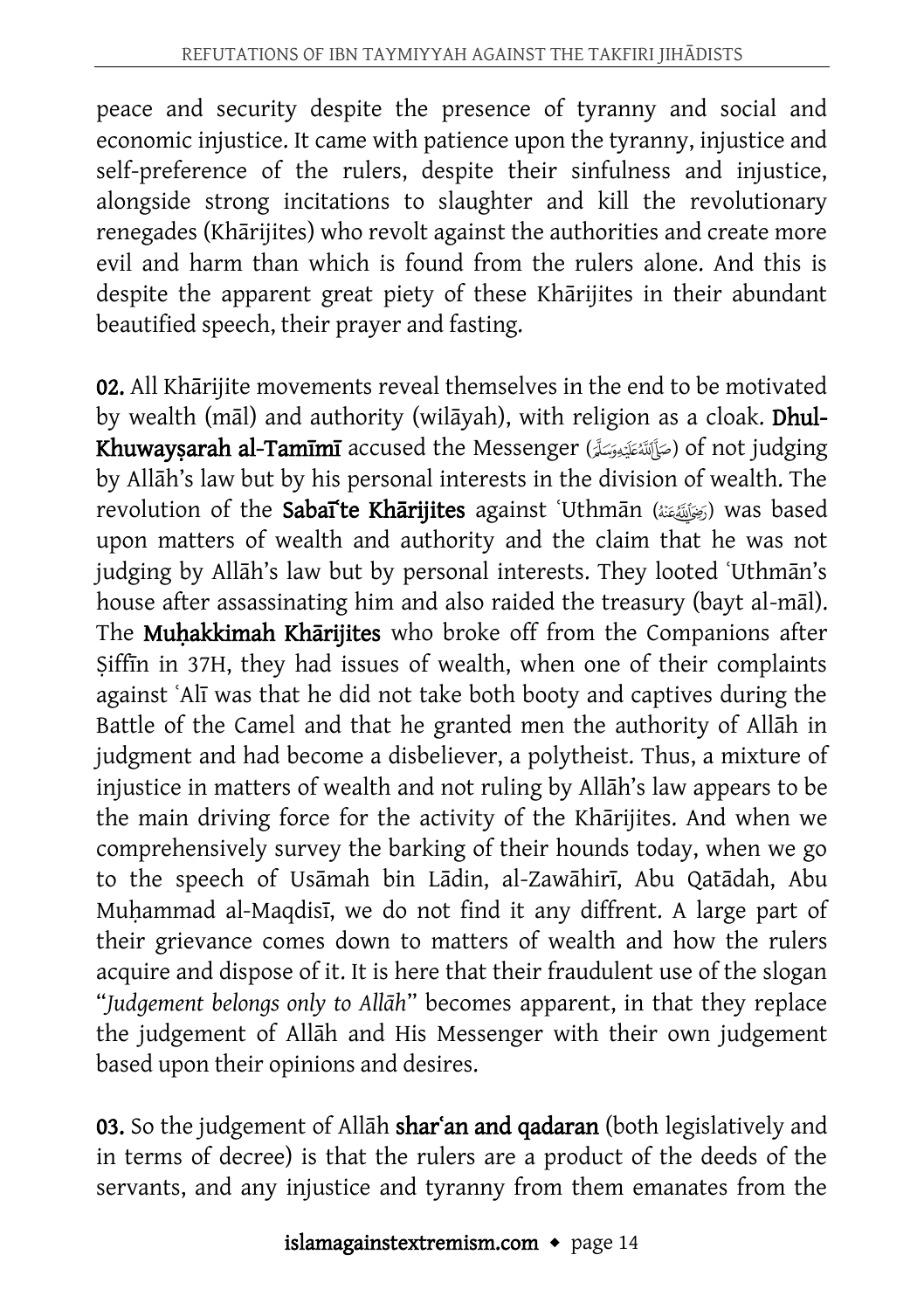peace and security despite the presence of tyranny and social and economic injustice. It came with patience upon the tyranny, injustice and self-preference of the rulers, despite their sinfulness and injustice, alongside strong incitations to slaughter and kill the revolutionary renegades (Khārijites) who revolt against the authorities and create more evil and harm than which is found from the rulers alone. And this is despite the apparent great piety of these Khārijites in their abundant beautified speech, their prayer and fasting.

**02.** All Khārijite movements reveal themselves in the end to be motivated by wealth (māl) and authority (wilāyah), with religion as a cloak. **Dhul-Khuwayṣarah al-Tamīmī** accused the Messenger (ﷺ) of not judging by Allāh's law but by his personal interests in the division of wealth. The revolution of the **Sabaīʾte Khārijites** against ʿUthmān (رضي الله عنه) was based upon matters of wealth and authority and the claim that he was not judging by Allāh's law but by personal interests. They looted ʿUthmān's house after assassinating him and also raided the treasury (bayt al-māl). The **Muḥakkimah Khārijites** who broke off from the Companions after Ṣiffīn in 37H, they had issues of wealth, when one of their complaints against ʿAlī was that he did not take both booty and captives during the Battle of the Camel and that he granted men the authority of Allāh in judgment and had become a disbeliever, a polytheist. Thus, a mixture of injustice in matters of wealth and not ruling by Allāh's law appears to be the main driving force for the activity of the Khārijites. And when we comprehensively survey the barking of their hounds today, when we go to the speech of Usāmah bin Lādin, al-Zawāhirī, Abu Qatādah, Abu Muḥammad al-Maqdisī, we do not find it any diffrent. A large part of their grievance comes down to matters of wealth and how the rulers acquire and dispose of it. It is here that their fraudulent use of the slogan "*Judgement belongs only to Allāh*" becomes apparent, in that they replace the judgement of Allāh and His Messenger with their own judgement based upon their opinions and desires.

**03.** So the judgement of Allāh **sharʿan and qadaran** (both legislatively and in terms of decree) is that the rulers are a product of the deeds of the servants, and any injustice and tyranny from them emanates from the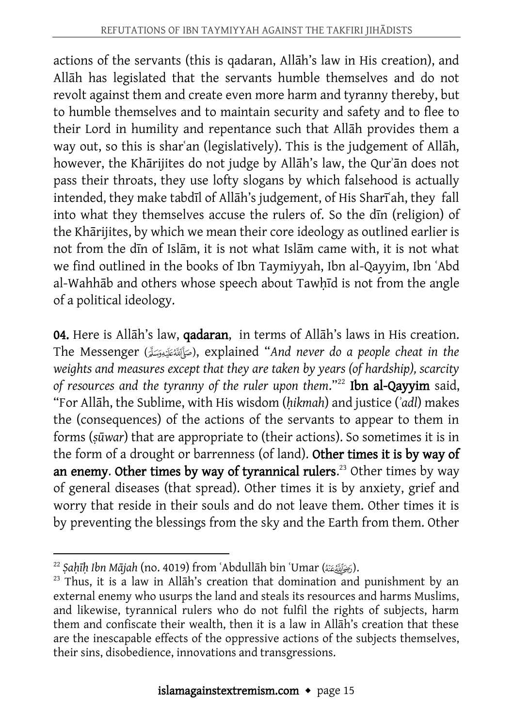actions of the servants (this is qadaran, Allāh's law in His creation), and Allāh has legislated that the servants humble themselves and do not revolt against them and create even more harm and tyranny thereby, but to humble themselves and to maintain security and safety and to flee to their Lord in humility and repentance such that Allāh provides them a way out, so this is sharʿan (legislatively). This is the judgement of Allāh, however, the Khārijites do not judge by Allāh's law, the Qurʾān does not pass their throats, they use lofty slogans by which falsehood is actually intended, they make tabdīl of Allāh's judgement, of His Sharīʿah, they fall into what they themselves accuse the rulers of. So the dīn (religion) of the Khārijites, by which we mean their core ideology as outlined earlier is not from the dīn of Islām, it is not what Islām came with, it is not what we find outlined in the books of Ibn Taymiyyah, Ibn al-Qayyim, Ibn ʿAbd al-Wahhāb and others whose speech about Tawḥīd is not from the angle of a political ideology.

**04.** Here is Allāh's law, **qadaran**, in terms of Allāh's laws in His creation. The Messenger (ﷺ), explained "*And never do a people cheat in the weights and measures except that they are taken by years (of hardship), scarcity of resources and the tyranny of the ruler upon them.*"[22] **Ibn al-Qayyim** said, "For Allāh, the Sublime, with His wisdom (*ḥikmah*) and justice (*ʾadl*) makes the (consequences) of the actions of the servants to appear to them in forms (*ṣūwar*) that are appropriate to (their actions). So sometimes it is in the form of a drought or barrenness (of land). **Other times it is by way of an enemy. Other times by way of tyrannical rulers.**[23] Other times by way of general diseases (that spread). Other times it is by anxiety, grief and worry that reside in their souls and do not leave them. Other times it is by preventing the blessings from the sky and the Earth from them. Other

---

[22] *Ṣaḥīḥ Ibn Mājah* (no. 4019) from ʿAbdullāh bin ʿUmar (رضي الله عنه).

[23] Thus, it is a law in Allāh's creation that domination and punishment by an external enemy who usurps the land and steals its resources and harms Muslims, and likewise, tyrannical rulers who do not fulfil the rights of subjects, harm them and confiscate their wealth, then it is a law in Allāh's creation that these are the inescapable effects of the oppressive actions of the subjects themselves, their sins, disobedience, innovations and transgressions.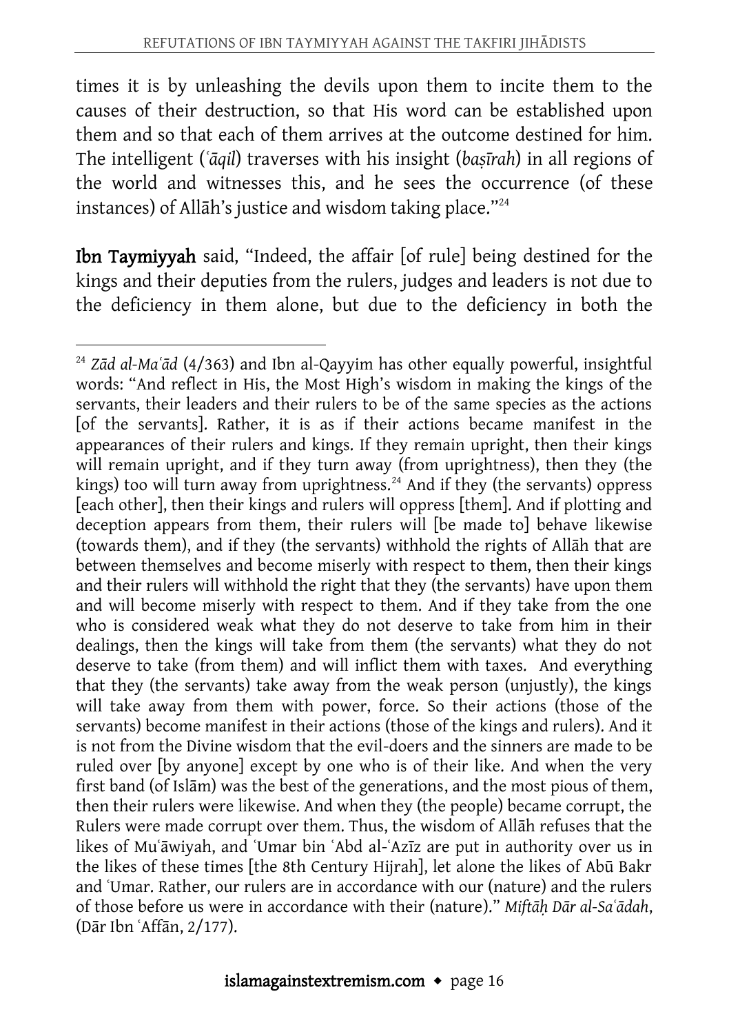times it is by unleashing the devils upon them to incite them to the causes of their destruction, so that His word can be established upon them and so that each of them arrives at the outcome destined for him. The intelligent (*ʿāqil*) traverses with his insight (*baṣīrah*) in all regions of the world and witnesses this, and he sees the occurrence (of these instances) of Allāh's justice and wisdom taking place."[24]

**Ibn Taymiyyah** said, "Indeed, the affair [of rule] being destined for the kings and their deputies from the rulers, judges and leaders is not due to the deficiency in them alone, but due to the deficiency in both the

---

[24] *Zād al-Maʿād* (4/363) and Ibn al-Qayyim has other equally powerful, insightful words: "And reflect in His, the Most High's wisdom in making the kings of the servants, their leaders and their rulers to be of the same species as the actions [of the servants]. Rather, it is as if their actions became manifest in the appearances of their rulers and kings. If they remain upright, then their kings will remain upright, and if they turn away (from uprightness), then they (the kings) too will turn away from uprightness.[24] And if they (the servants) oppress [each other], then their kings and rulers will oppress [them]. And if plotting and deception appears from them, their rulers will [be made to] behave likewise (towards them), and if they (the servants) withhold the rights of Allāh that are between themselves and become miserly with respect to them, then their kings and their rulers will withhold the right that they (the servants) have upon them and will become miserly with respect to them. And if they take from the one who is considered weak what they do not deserve to take from him in their dealings, then the kings will take from them (the servants) what they do not deserve to take (from them) and will inflict them with taxes. And everything that they (the servants) take away from the weak person (unjustly), the kings will take away from them with power, force. So their actions (those of the servants) become manifest in their actions (those of the kings and rulers). And it is not from the Divine wisdom that the evil-doers and the sinners are made to be ruled over [by anyone] except by one who is of their like. And when the very first band (of Islām) was the best of the generations, and the most pious of them, then their rulers were likewise. And when they (the people) became corrupt, the Rulers were made corrupt over them. Thus, the wisdom of Allāh refuses that the likes of Muʿāwiyah, and ʿUmar bin ʿAbd al-ʿAzīz are put in authority over us in the likes of these times [the 8th Century Hijrah], let alone the likes of Abū Bakr and ʿUmar. Rather, our rulers are in accordance with our (nature) and the rulers of those before us were in accordance with their (nature)." *Miftāḥ Dār al-Saʿādah*, (Dār Ibn ʿAffān, 2/177).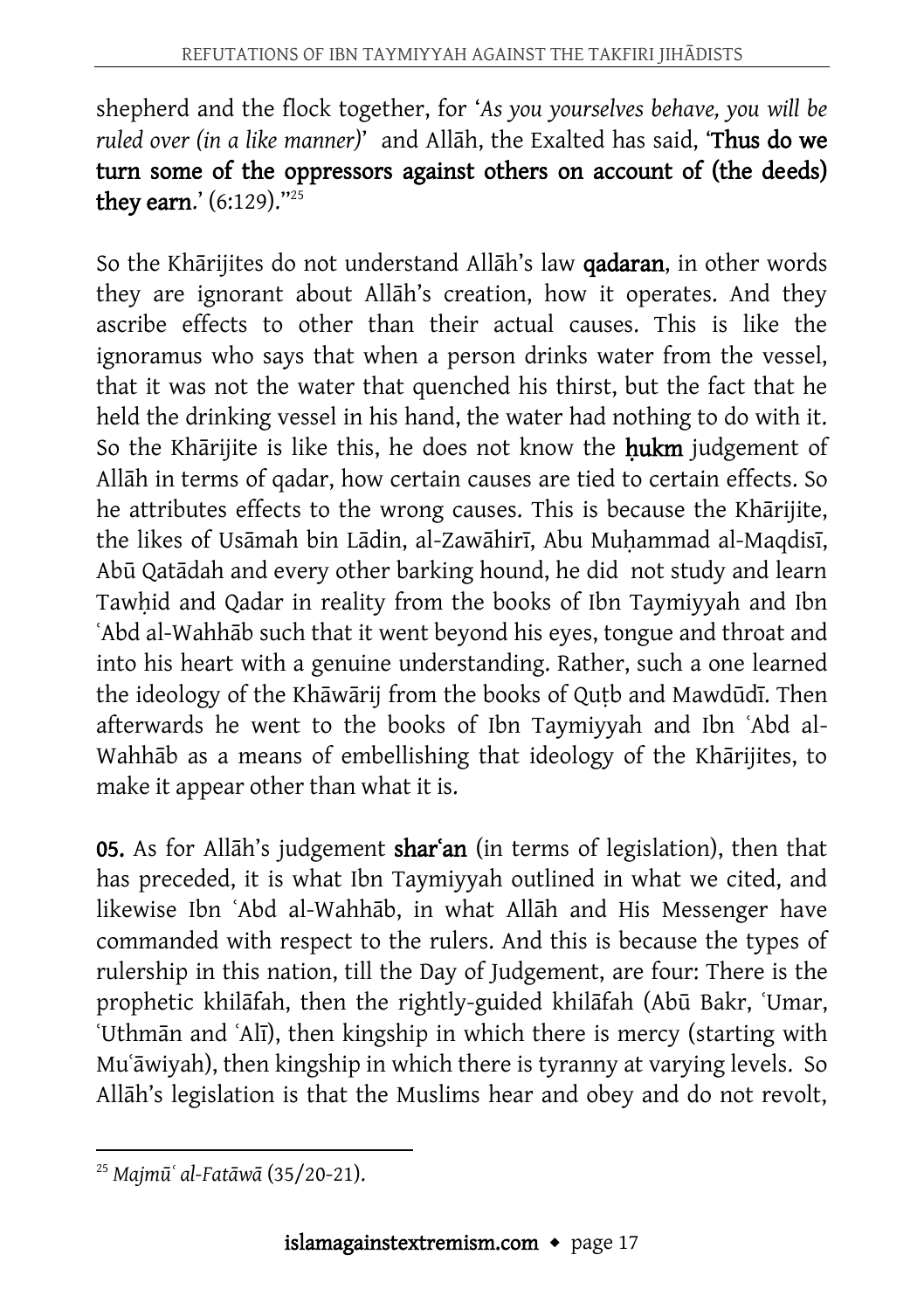shepherd and the flock together, for '*As you yourselves behave, you will be ruled over (in a like manner)*' and Allāh, the Exalted has said, '**Thus do we turn some of the oppressors against others on account of (the deeds) they earn**.' (6:129)."[25]

So the Khārijites do not understand Allāh's law **qadaran**, in other words they are ignorant about Allāh's creation, how it operates. And they ascribe effects to other than their actual causes. This is like the ignoramus who says that when a person drinks water from the vessel, that it was not the water that quenched his thirst, but the fact that he held the drinking vessel in his hand, the water had nothing to do with it. So the Khārijite is like this, he does not know the **ḥukm** judgement of Allāh in terms of qadar, how certain causes are tied to certain effects. So he attributes effects to the wrong causes. This is because the Khārijite, the likes of Usāmah bin Lādin, al-Zawāhirī, Abu Muḥammad al-Maqdisī, Abū Qatādah and every other barking hound, he did not study and learn Tawḥid and Qadar in reality from the books of Ibn Taymiyyah and Ibn ʿAbd al-Wahhāb such that it went beyond his eyes, tongue and throat and into his heart with a genuine understanding. Rather, such a one learned the ideology of the Khāwārij from the books of Quṭb and Mawdūdī. Then afterwards he went to the books of Ibn Taymiyyah and Ibn ʿAbd al-Wahhāb as a means of embellishing that ideology of the Khārijites, to make it appear other than what it is.

**05.** As for Allāh's judgement **sharʿan** (in terms of legislation), then that has preceded, it is what Ibn Taymiyyah outlined in what we cited, and likewise Ibn ʿAbd al-Wahhāb, in what Allāh and His Messenger have commanded with respect to the rulers. And this is because the types of rulership in this nation, till the Day of Judgement, are four: There is the prophetic khilāfah, then the rightly-guided khilāfah (Abū Bakr, ʿUmar, ʿUthmān and ʿAlī), then kingship in which there is mercy (starting with Muʿāwiyah), then kingship in which there is tyranny at varying levels. So Allāh's legislation is that the Muslims hear and obey and do not revolt,

---

[25] *Majmūʿ al-Fatāwā* (35/20-21).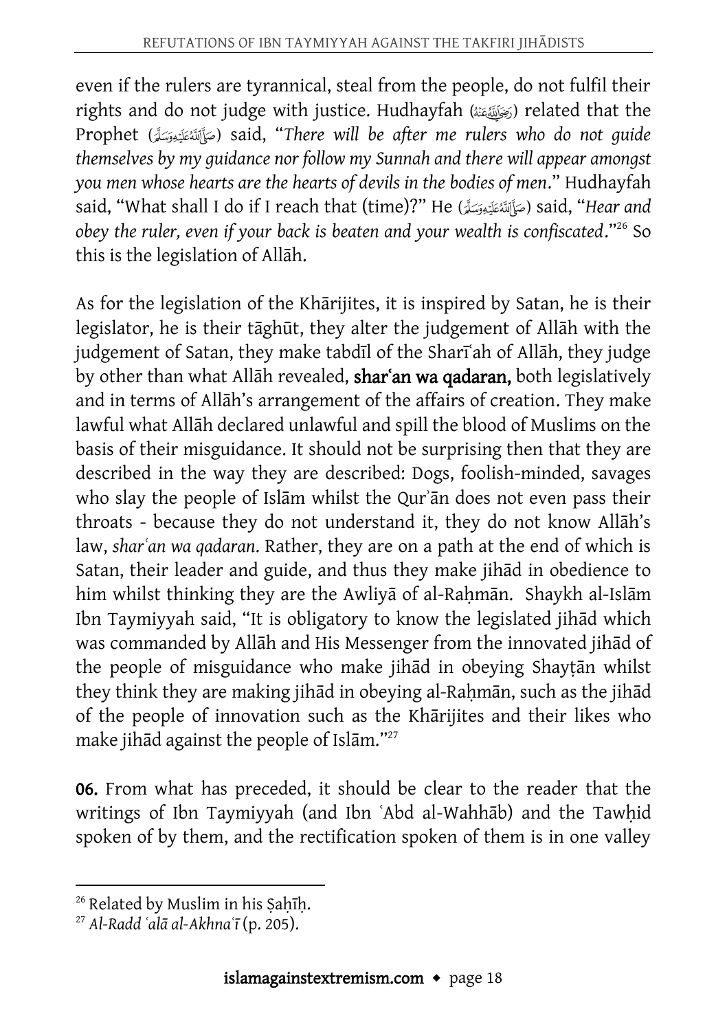even if the rulers are tyrannical, steal from the people, do not fulfil their rights and do not judge with justice. Hudhayfah (رَضِيَ اللَّهُ عَنْهُ) related that the Prophet (صَلَّى اللَّهُ عَلَيْهِ وَسَلَّمَ) said, "*There will be after me rulers who do not guide themselves by my guidance nor follow my Sunnah and there will appear amongst you men whose hearts are the hearts of devils in the bodies of men*." Hudhayfah said, "What shall I do if I reach that (time)?" He (صَلَّى اللَّهُ عَلَيْهِ وَسَلَّمَ) said, "*Hear and obey the ruler, even if your back is beaten and your wealth is confiscated*."[26] So this is the legislation of Allāh.

As for the legislation of the Khārijites, it is inspired by Satan, he is their legislator, he is their tāghūt, they alter the judgement of Allāh with the judgement of Satan, they make tabdīl of the Sharīʿah of Allāh, they judge by other than what Allāh revealed, **sharʿan wa qadaran,** both legislatively and in terms of Allāh's arrangement of the affairs of creation. They make lawful what Allāh declared unlawful and spill the blood of Muslims on the basis of their misguidance. It should not be surprising then that they are described in the way they are described: Dogs, foolish-minded, savages who slay the people of Islām whilst the Qurʾān does not even pass their throats - because they do not understand it, they do not know Allāh's law, *sharʿan wa qadaran*. Rather, they are on a path at the end of which is Satan, their leader and guide, and thus they make jihād in obedience to him whilst thinking they are the Awliyā of al-Raḥmān. Shaykh al-Islām Ibn Taymiyyah said, "It is obligatory to know the legislated jihād which was commanded by Allāh and His Messenger from the innovated jihād of the people of misguidance who make jihād in obeying Shayṭān whilst they think they are making jihād in obeying al-Raḥmān, such as the jihād of the people of innovation such as the Khārijites and their likes who make jihād against the people of Islām."[27]

**06.** From what has preceded, it should be clear to the reader that the writings of Ibn Taymiyyah (and Ibn ʿAbd al-Wahhāb) and the Tawḥid spoken of by them, and the rectification spoken of them is in one valley

---

[26] Related by Muslim in his Ṣaḥīḥ.

[27] *Al-Radd ʿalā al-Akhnaʿī* (p. 205).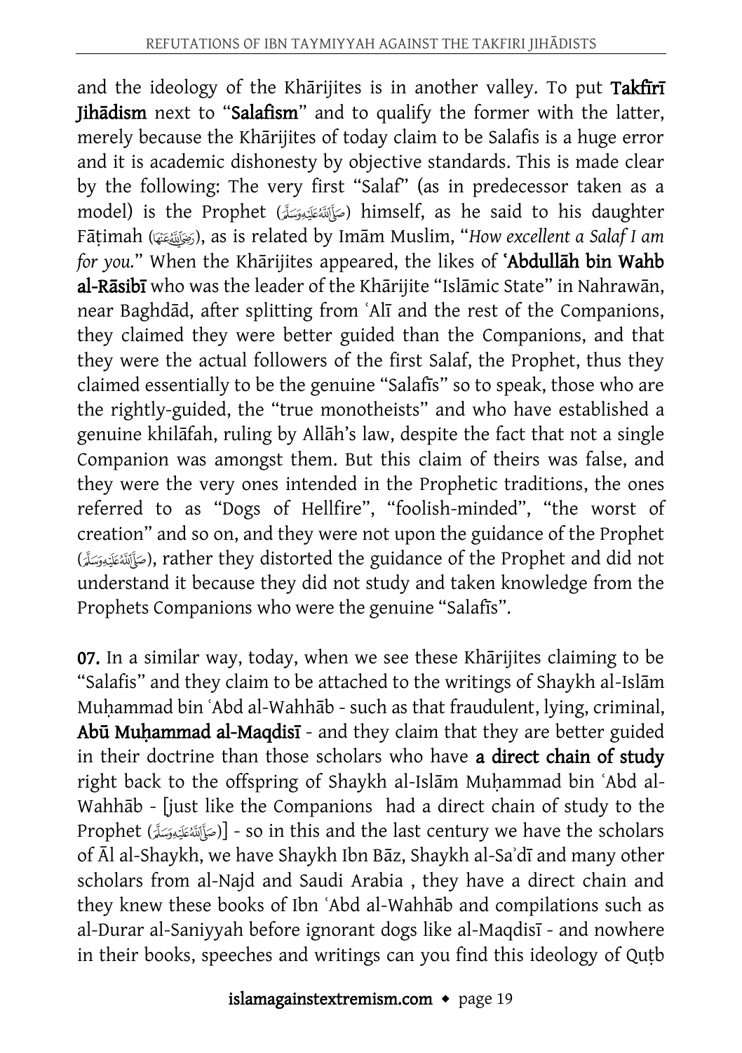and the ideology of the Khārijites is in another valley. To put **Takfīrī Jihādism** next to "**Salafism**" and to qualify the former with the latter, merely because the Khārijites of today claim to be Salafis is a huge error and it is academic dishonesty by objective standards. This is made clear by the following: The very first "Salaf" (as in predecessor taken as a model) is the Prophet (ﷺ) himself, as he said to his daughter Fāṭimah (رضي الله عنها), as is related by Imām Muslim, "*How excellent a Salaf I am for you.*" When the Khārijites appeared, the likes of **ʿAbdullāh bin Wahb al-Rāsibī** who was the leader of the Khārijite "Islāmic State" in Nahrawān, near Baghdād, after splitting from ʿAlī and the rest of the Companions, they claimed they were better guided than the Companions, and that they were the actual followers of the first Salaf, the Prophet, thus they claimed essentially to be the genuine "Salafīs" so to speak, those who are the rightly-guided, the "true monotheists" and who have established a genuine khilāfah, ruling by Allāh's law, despite the fact that not a single Companion was amongst them. But this claim of theirs was false, and they were the very ones intended in the Prophetic traditions, the ones referred to as "Dogs of Hellfire", "foolish-minded", "the worst of creation" and so on, and they were not upon the guidance of the Prophet (ﷺ), rather they distorted the guidance of the Prophet and did not understand it because they did not study and taken knowledge from the Prophets Companions who were the genuine "Salafīs".

**07.** In a similar way, today, when we see these Khārijites claiming to be "Salafis" and they claim to be attached to the writings of Shaykh al-Islām Muḥammad bin ʿAbd al-Wahhāb - such as that fraudulent, lying, criminal, **Abū Muḥammad al-Maqdisī** - and they claim that they are better guided in their doctrine than those scholars who have **a direct chain of study** right back to the offspring of Shaykh al-Islām Muḥammad bin ʿAbd al-Wahhāb - [just like the Companions had a direct chain of study to the Prophet (ﷺ)] - so in this and the last century we have the scholars of Āl al-Shaykh, we have Shaykh Ibn Bāz, Shaykh al-Saʾdī and many other scholars from al-Najd and Saudi Arabia , they have a direct chain and they knew these books of Ibn ʿAbd al-Wahhāb and compilations such as al-Durar al-Saniyyah before ignorant dogs like al-Maqdisī - and nowhere in their books, speeches and writings can you find this ideology of Quṭb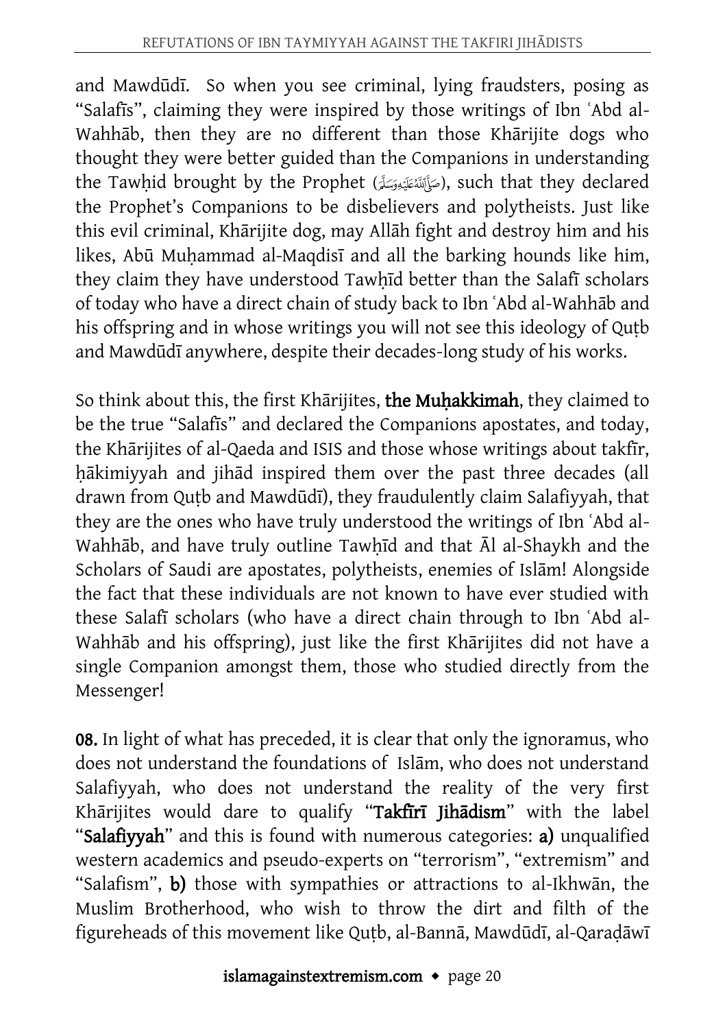and Mawdūdī. So when you see criminal, lying fraudsters, posing as "Salafīs", claiming they were inspired by those writings of Ibn ʿAbd al-Wahhāb, then they are no different than those Khārijite dogs who thought they were better guided than the Companions in understanding the Tawḥid brought by the Prophet (صَلَّى ٱللَّهُ عَلَيْهِ وَسَلَّمَ), such that they declared the Prophet's Companions to be disbelievers and polytheists. Just like this evil criminal, Khārijite dog, may Allāh fight and destroy him and his likes, Abū Muḥammad al-Maqdisī and all the barking hounds like him, they claim they have understood Tawḥīd better than the Salafī scholars of today who have a direct chain of study back to Ibn ʿAbd al-Wahhāb and his offspring and in whose writings you will not see this ideology of Quṭb and Mawdūdī anywhere, despite their decades-long study of his works.

So think about this, the first Khārijites, **the Muḥakkimah**, they claimed to be the true "Salafīs" and declared the Companions apostates, and today, the Khārijites of al-Qaeda and ISIS and those whose writings about takfīr, ḥākimiyyah and jihād inspired them over the past three decades (all drawn from Quṭb and Mawdūdī), they fraudulently claim Salafiyyah, that they are the ones who have truly understood the writings of Ibn ʿAbd al-Wahhāb, and have truly outline Tawḥīd and that Āl al-Shaykh and the Scholars of Saudi are apostates, polytheists, enemies of Islām! Alongside the fact that these individuals are not known to have ever studied with these Salafī scholars (who have a direct chain through to Ibn ʿAbd al-Wahhāb and his offspring), just like the first Khārijites did not have a single Companion amongst them, those who studied directly from the Messenger!

**08.** In light of what has preceded, it is clear that only the ignoramus, who does not understand the foundations of Islām, who does not understand Salafiyyah, who does not understand the reality of the very first Khārijites would dare to qualify "**Takfīrī Jihādism**" with the label "**Salafiyyah**" and this is found with numerous categories: **a)** unqualified western academics and pseudo-experts on "terrorism", "extremism" and "Salafism", **b)** those with sympathies or attractions to al-Ikhwān, the Muslim Brotherhood, who wish to throw the dirt and filth of the figureheads of this movement like Quṭb, al-Bannā, Mawdūdī, al-Qaraḍāwī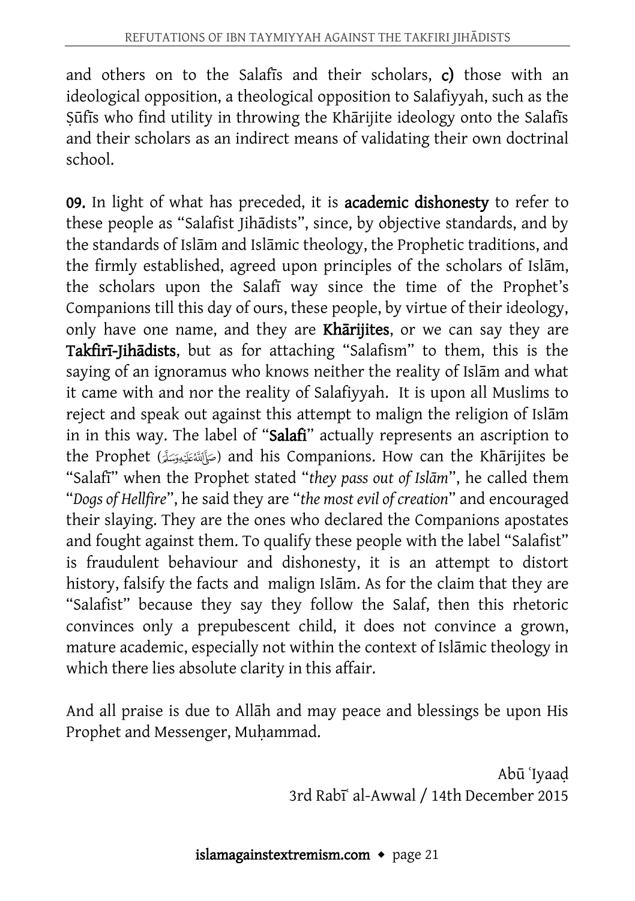and others on to the Salafīs and their scholars, **c)** those with an ideological opposition, a theological opposition to Salafiyyah, such as the Ṣūfīs who find utility in throwing the Khārijite ideology onto the Salafīs and their scholars as an indirect means of validating their own doctrinal school.

**09.** In light of what has preceded, it is **academic dishonesty** to refer to these people as "Salafist Jihādists", since, by objective standards, and by the standards of Islām and Islāmic theology, the Prophetic traditions, and the firmly established, agreed upon principles of the scholars of Islām, the scholars upon the Salafī way since the time of the Prophet's Companions till this day of ours, these people, by virtue of their ideology, only have one name, and they are **Khārijites**, or we can say they are **Takfirī-Jihādists**, but as for attaching "Salafism" to them, this is the saying of an ignoramus who knows neither the reality of Islām and what it came with and nor the reality of Salafiyyah. It is upon all Muslims to reject and speak out against this attempt to malign the religion of Islām in in this way. The label of "**Salafi**" actually represents an ascription to the Prophet (صَلَّى ٱللَّهُ عَلَيْهِ وَسَلَّمَ) and his Companions. How can the Khārijites be "Salafī" when the Prophet stated "*they pass out of Islām*", he called them "*Dogs of Hellfire*", he said they are "*the most evil of creation*" and encouraged their slaying. They are the ones who declared the Companions apostates and fought against them. To qualify these people with the label "Salafist" is fraudulent behaviour and dishonesty, it is an attempt to distort history, falsify the facts and malign Islām. As for the claim that they are "Salafist" because they say they follow the Salaf, then this rhetoric convinces only a prepubescent child, it does not convince a grown, mature academic, especially not within the context of Islāmic theology in which there lies absolute clarity in this affair.

And all praise is due to Allāh and may peace and blessings be upon His Prophet and Messenger, Muḥammad.

Abū ʿIyaaḍ
3rd Rabīʿ al-Awwal / 14th December 2015